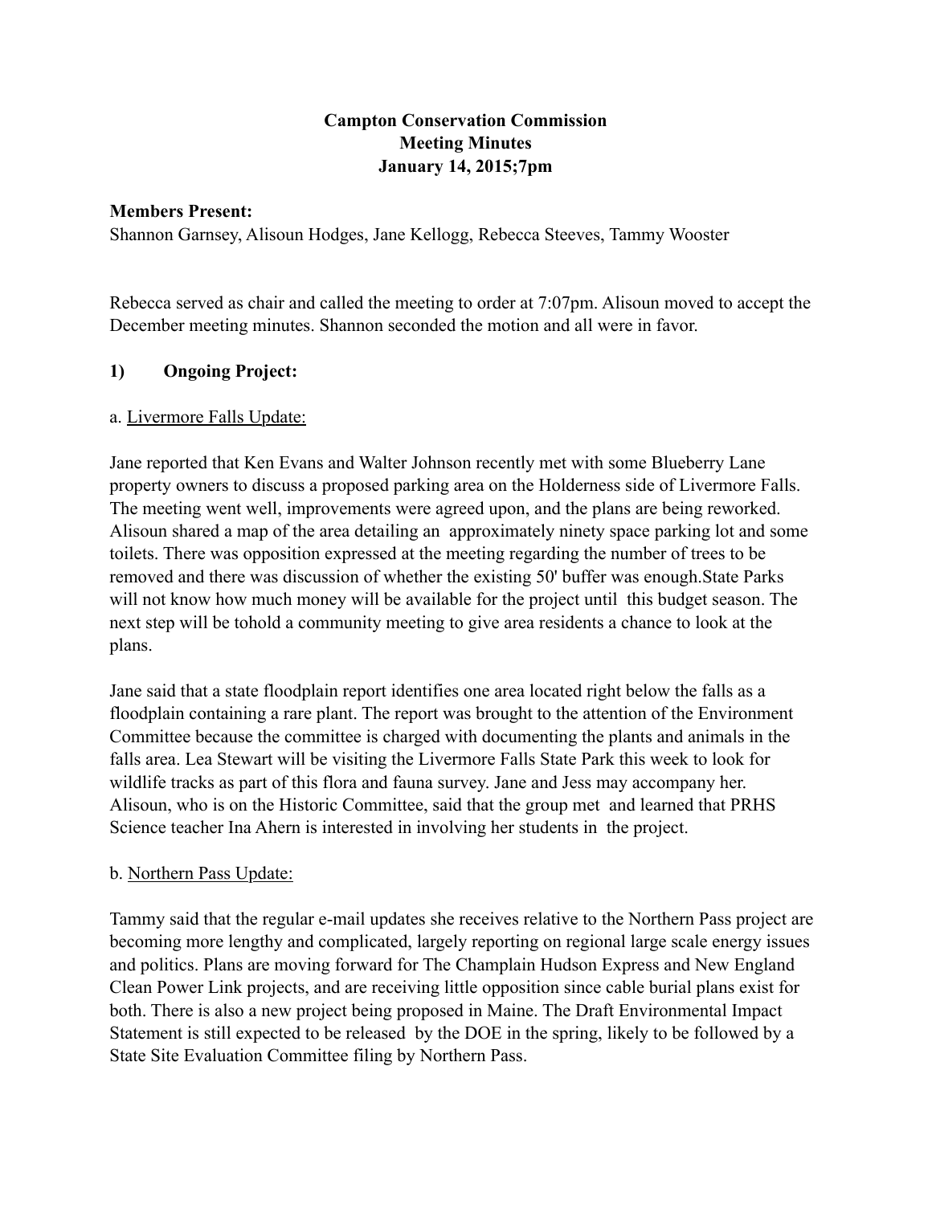# Campton Conservation Commission
## Meeting Minutes
## January 14, 2015;7pm

**Members Present:**
Shannon Garnsey, Alisoun Hodges, Jane Kellogg, Rebecca Steeves, Tammy Wooster

Rebecca served as chair and called the meeting to order at 7:07pm. Alisoun moved to accept the December meeting minutes. Shannon seconded the motion and all were in favor.

### 1) Ongoing Project:

a. Livermore Falls Update:

Jane reported that Ken Evans and Walter Johnson recently met with some Blueberry Lane property owners to discuss a proposed parking area on the Holderness side of Livermore Falls. The meeting went well, improvements were agreed upon, and the plans are being reworked. Alisoun shared a map of the area detailing an approximately ninety space parking lot and some toilets. There was opposition expressed at the meeting regarding the number of trees to be removed and there was discussion of whether the existing 50' buffer was enough.State Parks will not know how much money will be available for the project until this budget season. The next step will be tohold a community meeting to give area residents a chance to look at the plans.

Jane said that a state floodplain report identifies one area located right below the falls as a floodplain containing a rare plant. The report was brought to the attention of the Environment Committee because the committee is charged with documenting the plants and animals in the falls area. Lea Stewart will be visiting the Livermore Falls State Park this week to look for wildlife tracks as part of this flora and fauna survey. Jane and Jess may accompany her. Alisoun, who is on the Historic Committee, said that the group met and learned that PRHS Science teacher Ina Ahern is interested in involving her students in the project.

b. Northern Pass Update:

Tammy said that the regular e-mail updates she receives relative to the Northern Pass project are becoming more lengthy and complicated, largely reporting on regional large scale energy issues and politics. Plans are moving forward for The Champlain Hudson Express and New England Clean Power Link projects, and are receiving little opposition since cable burial plans exist for both. There is also a new project being proposed in Maine. The Draft Environmental Impact Statement is still expected to be released by the DOE in the spring, likely to be followed by a State Site Evaluation Committee filing by Northern Pass.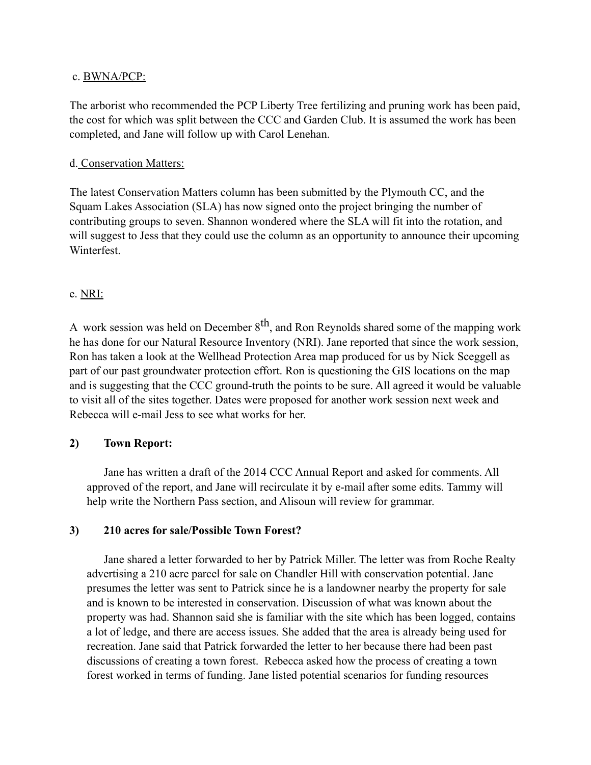c. <u>BWNA/PCP:</u>

The arborist who recommended the PCP Liberty Tree fertilizing and pruning work has been paid, the cost for which was split between the CCC and Garden Club. It is assumed the work has been completed, and Jane will follow up with Carol Lenehan.

d. <u>Conservation Matters:</u>

The latest Conservation Matters column has been submitted by the Plymouth CC, and the Squam Lakes Association (SLA) has now signed onto the project bringing the number of contributing groups to seven. Shannon wondered where the SLA will fit into the rotation, and will suggest to Jess that they could use the column as an opportunity to announce their upcoming Winterfest.

e. <u>NRI:</u>

A work session was held on December 8th, and Ron Reynolds shared some of the mapping work he has done for our Natural Resource Inventory (NRI). Jane reported that since the work session, Ron has taken a look at the Wellhead Protection Area map produced for us by Nick Sceggell as part of our past groundwater protection effort. Ron is questioning the GIS locations on the map and is suggesting that the CCC ground-truth the points to be sure. All agreed it would be valuable to visit all of the sites together. Dates were proposed for another work session next week and Rebecca will e-mail Jess to see what works for her.

**2) Town Report:**

Jane has written a draft of the 2014 CCC Annual Report and asked for comments. All approved of the report, and Jane will recirculate it by e-mail after some edits. Tammy will help write the Northern Pass section, and Alisoun will review for grammar.

**3) 210 acres for sale/Possible Town Forest?**

Jane shared a letter forwarded to her by Patrick Miller. The letter was from Roche Realty advertising a 210 acre parcel for sale on Chandler Hill with conservation potential. Jane presumes the letter was sent to Patrick since he is a landowner nearby the property for sale and is known to be interested in conservation. Discussion of what was known about the property was had. Shannon said she is familiar with the site which has been logged, contains a lot of ledge, and there are access issues. She added that the area is already being used for recreation. Jane said that Patrick forwarded the letter to her because there had been past discussions of creating a town forest. Rebecca asked how the process of creating a town forest worked in terms of funding. Jane listed potential scenarios for funding resources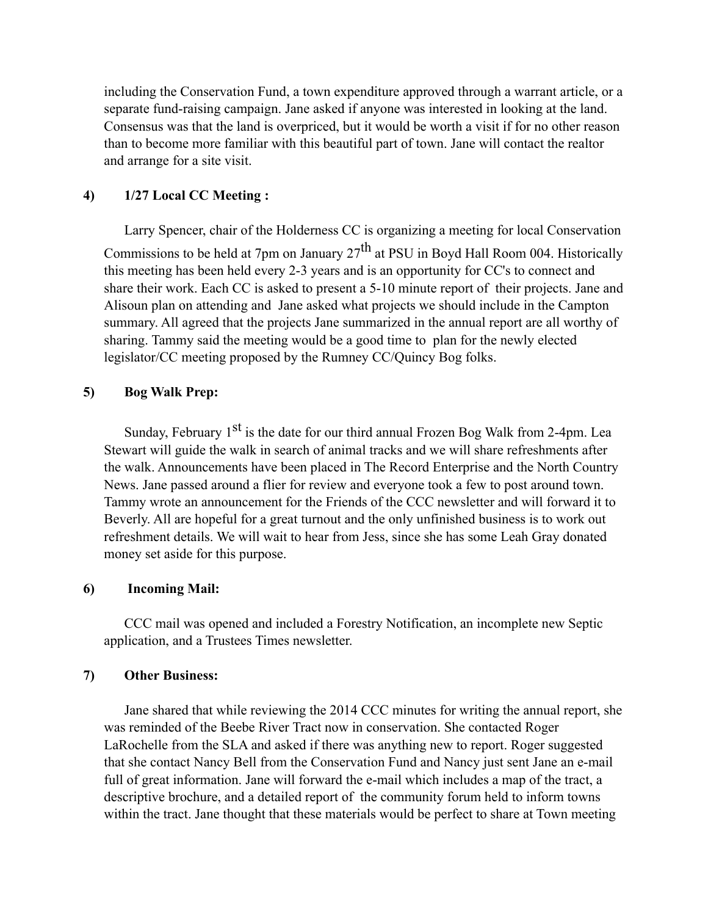including the Conservation Fund, a town expenditure approved through a warrant article, or a separate fund-raising campaign. Jane asked if anyone was interested in looking at the land. Consensus was that the land is overpriced, but it would be worth a visit if for no other reason than to become more familiar with this beautiful part of town. Jane will contact the realtor and arrange for a site visit.

**4) 1/27 Local CC Meeting :**

Larry Spencer, chair of the Holderness CC is organizing a meeting for local Conservation Commissions to be held at 7pm on January 27th at PSU in Boyd Hall Room 004. Historically this meeting has been held every 2-3 years and is an opportunity for CC's to connect and share their work. Each CC is asked to present a 5-10 minute report of their projects. Jane and Alisoun plan on attending and Jane asked what projects we should include in the Campton summary. All agreed that the projects Jane summarized in the annual report are all worthy of sharing. Tammy said the meeting would be a good time to plan for the newly elected legislator/CC meeting proposed by the Rumney CC/Quincy Bog folks.

**5) Bog Walk Prep:**

Sunday, February 1st is the date for our third annual Frozen Bog Walk from 2-4pm. Lea Stewart will guide the walk in search of animal tracks and we will share refreshments after the walk. Announcements have been placed in The Record Enterprise and the North Country News. Jane passed around a flier for review and everyone took a few to post around town. Tammy wrote an announcement for the Friends of the CCC newsletter and will forward it to Beverly. All are hopeful for a great turnout and the only unfinished business is to work out refreshment details. We will wait to hear from Jess, since she has some Leah Gray donated money set aside for this purpose.

**6) Incoming Mail:**

CCC mail was opened and included a Forestry Notification, an incomplete new Septic application, and a Trustees Times newsletter.

**7) Other Business:**

Jane shared that while reviewing the 2014 CCC minutes for writing the annual report, she was reminded of the Beebe River Tract now in conservation. She contacted Roger LaRochelle from the SLA and asked if there was anything new to report. Roger suggested that she contact Nancy Bell from the Conservation Fund and Nancy just sent Jane an e-mail full of great information. Jane will forward the e-mail which includes a map of the tract, a descriptive brochure, and a detailed report of the community forum held to inform towns within the tract. Jane thought that these materials would be perfect to share at Town meeting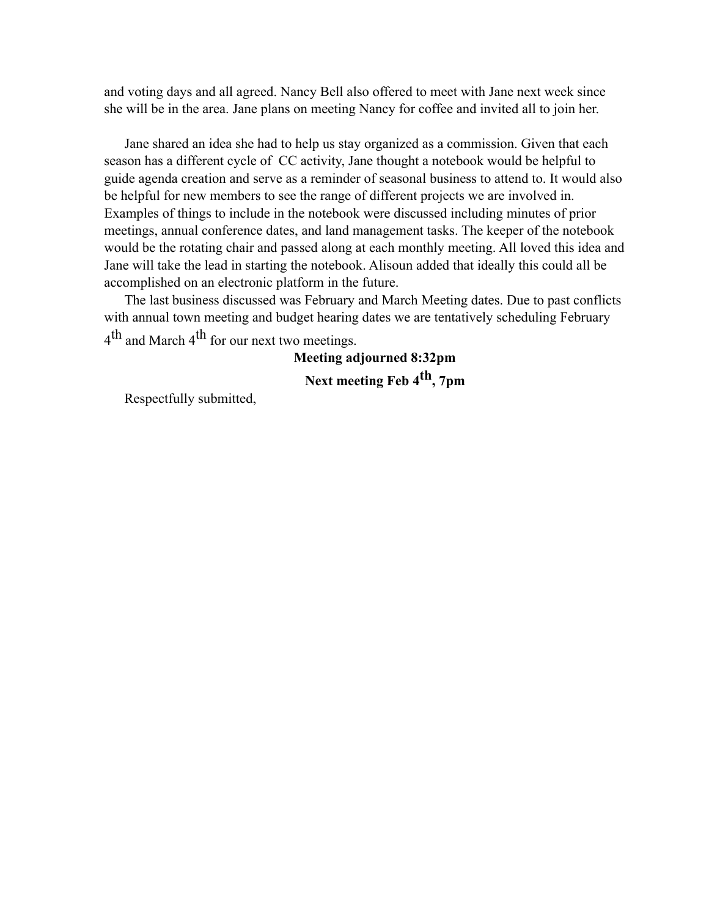and voting days and all agreed. Nancy Bell also offered to meet with Jane next week since she will be in the area. Jane plans on meeting Nancy for coffee and invited all to join her.

Jane shared an idea she had to help us stay organized as a commission. Given that each season has a different cycle of CC activity, Jane thought a notebook would be helpful to guide agenda creation and serve as a reminder of seasonal business to attend to. It would also be helpful for new members to see the range of different projects we are involved in. Examples of things to include in the notebook were discussed including minutes of prior meetings, annual conference dates, and land management tasks. The keeper of the notebook would be the rotating chair and passed along at each monthly meeting. All loved this idea and Jane will take the lead in starting the notebook. Alisoun added that ideally this could all be accomplished on an electronic platform in the future.

The last business discussed was February and March Meeting dates. Due to past conflicts with annual town meeting and budget hearing dates we are tentatively scheduling February 4th and March 4th for our next two meetings.

**Meeting adjourned 8:32pm**

**Next meeting Feb 4th, 7pm**

Respectfully submitted,